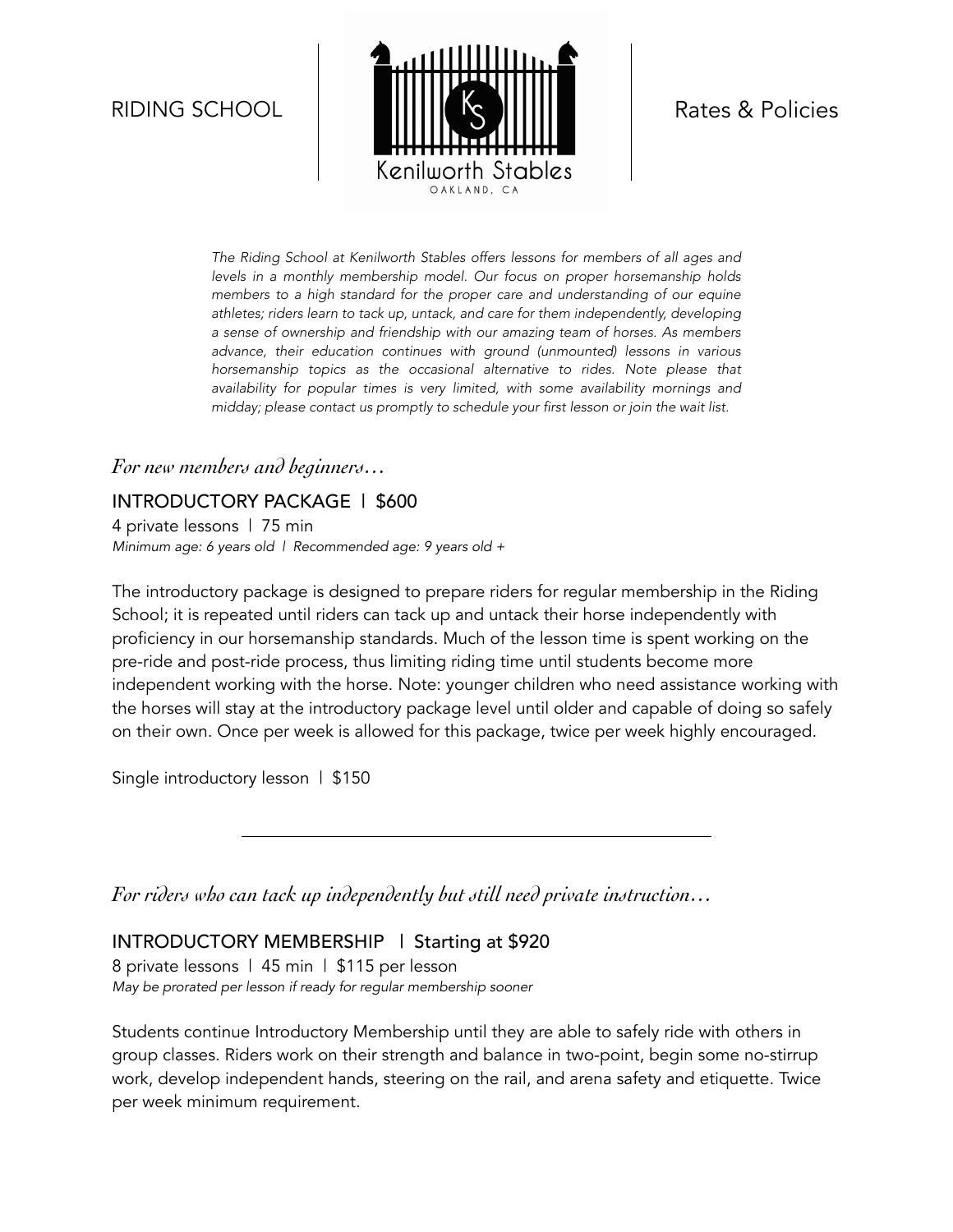RIDING SCHOOL

Kenilworth Stables
OAKLAND, CA

Rates & Policies

*The Riding School at Kenilworth Stables offers lessons for members of all ages and levels in a monthly membership model. Our focus on proper horsemanship holds members to a high standard for the proper care and understanding of our equine athletes; riders learn to tack up, untack, and care for them independently, developing a sense of ownership and friendship with our amazing team of horses. As members advance, their education continues with ground (unmounted) lessons in various horsemanship topics as the occasional alternative to rides. Note please that availability for popular times is very limited, with some availability mornings and midday; please contact us promptly to schedule your first lesson or join the wait list.*

## *For new members and beginners…*

### INTRODUCTORY PACKAGE | $600

4 private lessons | 75 min

*Minimum age: 6 years old | Recommended age: 9 years old +*

The introductory package is designed to prepare riders for regular membership in the Riding School; it is repeated until riders can tack up and untack their horse independently with proficiency in our horsemanship standards. Much of the lesson time is spent working on the pre-ride and post-ride process, thus limiting riding time until students become more independent working with the horse. Note: younger children who need assistance working with the horses will stay at the introductory package level until older and capable of doing so safely on their own. Once per week is allowed for this package, twice per week highly encouraged.

Single introductory lesson | $150

---

## *For riders who can tack up independently but still need private instruction…*

### INTRODUCTORY MEMBERSHIP | Starting at $920

8 private lessons | 45 min | $115 per lesson

*May be prorated per lesson if ready for regular membership sooner*

Students continue Introductory Membership until they are able to safely ride with others in group classes. Riders work on their strength and balance in two-point, begin some no-stirrup work, develop independent hands, steering on the rail, and arena safety and etiquette. Twice per week minimum requirement.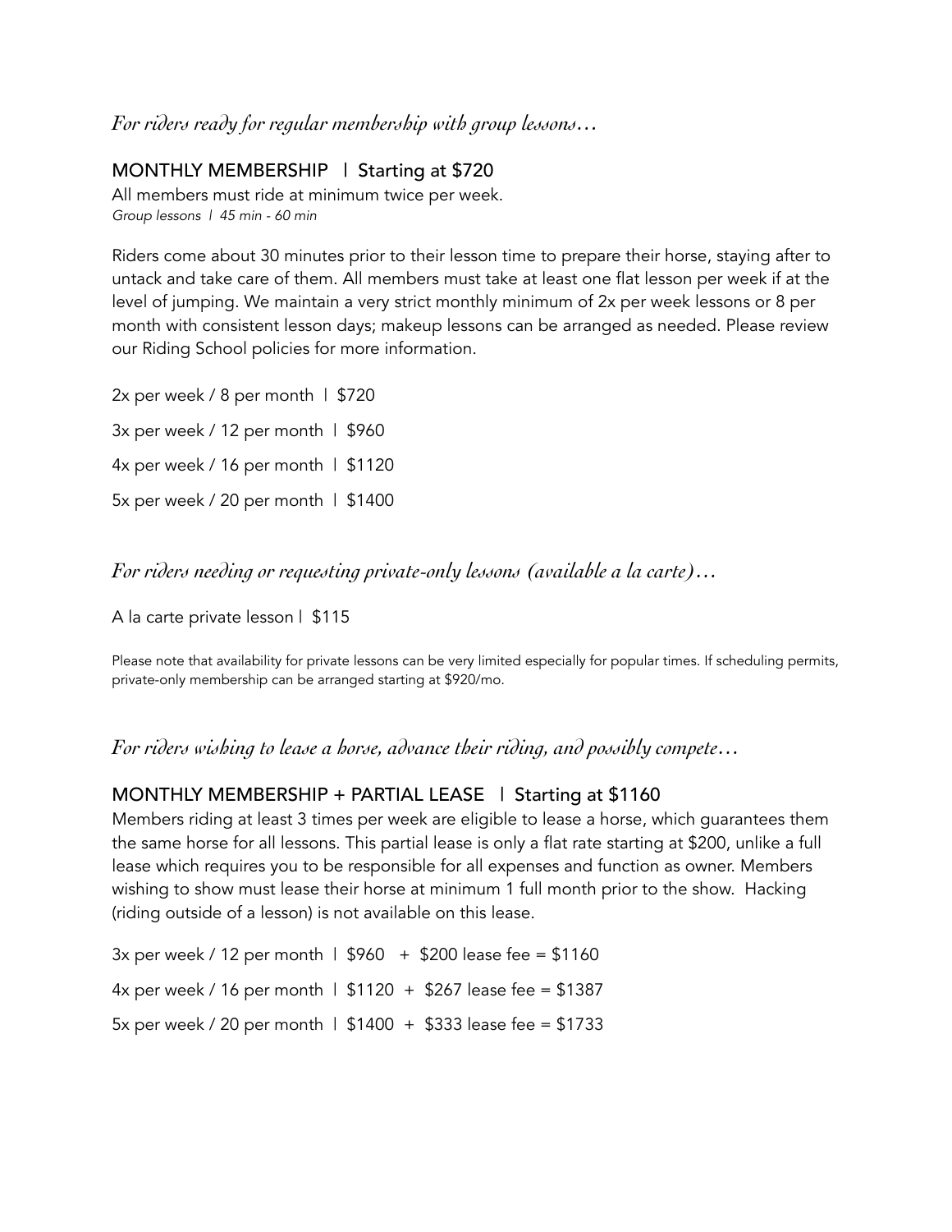*For riders ready for regular membership with group lessons…*

## MONTHLY MEMBERSHIP | Starting at $720

All members must ride at minimum twice per week.
*Group lessons | 45 min - 60 min*

Riders come about 30 minutes prior to their lesson time to prepare their horse, staying after to untack and take care of them. All members must take at least one flat lesson per week if at the level of jumping. We maintain a very strict monthly minimum of 2x per week lessons or 8 per month with consistent lesson days; makeup lessons can be arranged as needed. Please review our Riding School policies for more information.

2x per week / 8 per month | $720

3x per week / 12 per month | $960

4x per week / 16 per month | $1120

5x per week / 20 per month | $1400

*For riders needing or requesting private-only lessons (available a la carte)…*

A la carte private lesson | $115

Please note that availability for private lessons can be very limited especially for popular times. If scheduling permits, private-only membership can be arranged starting at $920/mo.

*For riders wishing to lease a horse, advance their riding, and possibly compete…*

## MONTHLY MEMBERSHIP + PARTIAL LEASE | Starting at $1160

Members riding at least 3 times per week are eligible to lease a horse, which guarantees them the same horse for all lessons. This partial lease is only a flat rate starting at $200, unlike a full lease which requires you to be responsible for all expenses and function as owner. Members wishing to show must lease their horse at minimum 1 full month prior to the show. Hacking (riding outside of a lesson) is not available on this lease.

3x per week / 12 per month | $960 + $200 lease fee = $1160

4x per week / 16 per month | $1120 + $267 lease fee = $1387

5x per week / 20 per month | $1400 + $333 lease fee = $1733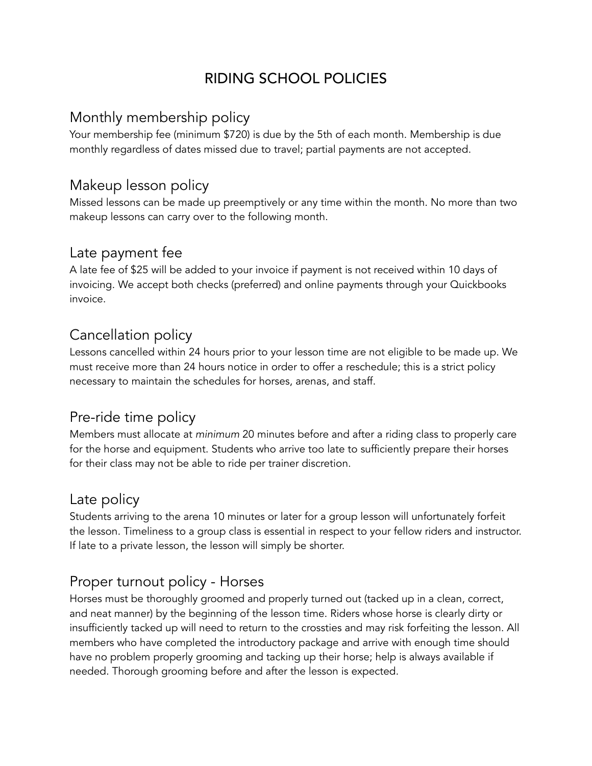# RIDING SCHOOL POLICIES

## Monthly membership policy

Your membership fee (minimum $720) is due by the 5th of each month. Membership is due monthly regardless of dates missed due to travel; partial payments are not accepted.

## Makeup lesson policy

Missed lessons can be made up preemptively or any time within the month. No more than two makeup lessons can carry over to the following month.

## Late payment fee

A late fee of $25 will be added to your invoice if payment is not received within 10 days of invoicing. We accept both checks (preferred) and online payments through your Quickbooks invoice.

## Cancellation policy

Lessons cancelled within 24 hours prior to your lesson time are not eligible to be made up. We must receive more than 24 hours notice in order to offer a reschedule; this is a strict policy necessary to maintain the schedules for horses, arenas, and staff.

## Pre-ride time policy

Members must allocate at *minimum* 20 minutes before and after a riding class to properly care for the horse and equipment. Students who arrive too late to sufficiently prepare their horses for their class may not be able to ride per trainer discretion.

## Late policy

Students arriving to the arena 10 minutes or later for a group lesson will unfortunately forfeit the lesson. Timeliness to a group class is essential in respect to your fellow riders and instructor. If late to a private lesson, the lesson will simply be shorter.

## Proper turnout policy - Horses

Horses must be thoroughly groomed and properly turned out (tacked up in a clean, correct, and neat manner) by the beginning of the lesson time. Riders whose horse is clearly dirty or insufficiently tacked up will need to return to the crossties and may risk forfeiting the lesson. All members who have completed the introductory package and arrive with enough time should have no problem properly grooming and tacking up their horse; help is always available if needed. Thorough grooming before and after the lesson is expected.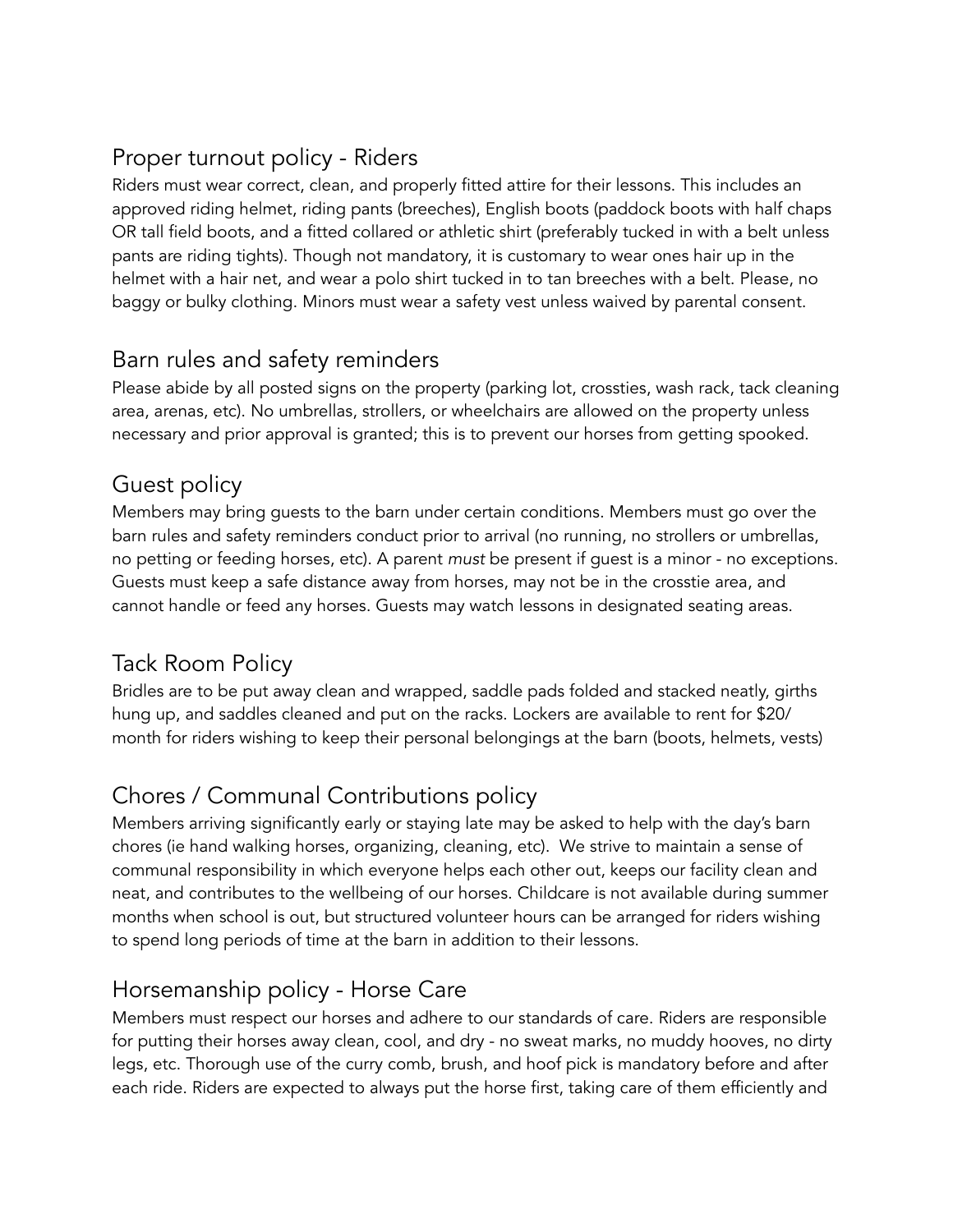## Proper turnout policy - Riders

Riders must wear correct, clean, and properly fitted attire for their lessons. This includes an approved riding helmet, riding pants (breeches), English boots (paddock boots with half chaps OR tall field boots, and a fitted collared or athletic shirt (preferably tucked in with a belt unless pants are riding tights). Though not mandatory, it is customary to wear ones hair up in the helmet with a hair net, and wear a polo shirt tucked in to tan breeches with a belt. Please, no baggy or bulky clothing. Minors must wear a safety vest unless waived by parental consent.

## Barn rules and safety reminders

Please abide by all posted signs on the property (parking lot, crossties, wash rack, tack cleaning area, arenas, etc). No umbrellas, strollers, or wheelchairs are allowed on the property unless necessary and prior approval is granted; this is to prevent our horses from getting spooked.

## Guest policy

Members may bring guests to the barn under certain conditions. Members must go over the barn rules and safety reminders conduct prior to arrival (no running, no strollers or umbrellas, no petting or feeding horses, etc). A parent *must* be present if guest is a minor - no exceptions. Guests must keep a safe distance away from horses, may not be in the crosstie area, and cannot handle or feed any horses. Guests may watch lessons in designated seating areas.

## Tack Room Policy

Bridles are to be put away clean and wrapped, saddle pads folded and stacked neatly, girths hung up, and saddles cleaned and put on the racks. Lockers are available to rent for $20/month for riders wishing to keep their personal belongings at the barn (boots, helmets, vests)

## Chores / Communal Contributions policy

Members arriving significantly early or staying late may be asked to help with the day's barn chores (ie hand walking horses, organizing, cleaning, etc). We strive to maintain a sense of communal responsibility in which everyone helps each other out, keeps our facility clean and neat, and contributes to the wellbeing of our horses. Childcare is not available during summer months when school is out, but structured volunteer hours can be arranged for riders wishing to spend long periods of time at the barn in addition to their lessons.

## Horsemanship policy - Horse Care

Members must respect our horses and adhere to our standards of care. Riders are responsible for putting their horses away clean, cool, and dry - no sweat marks, no muddy hooves, no dirty legs, etc. Thorough use of the curry comb, brush, and hoof pick is mandatory before and after each ride. Riders are expected to always put the horse first, taking care of them efficiently and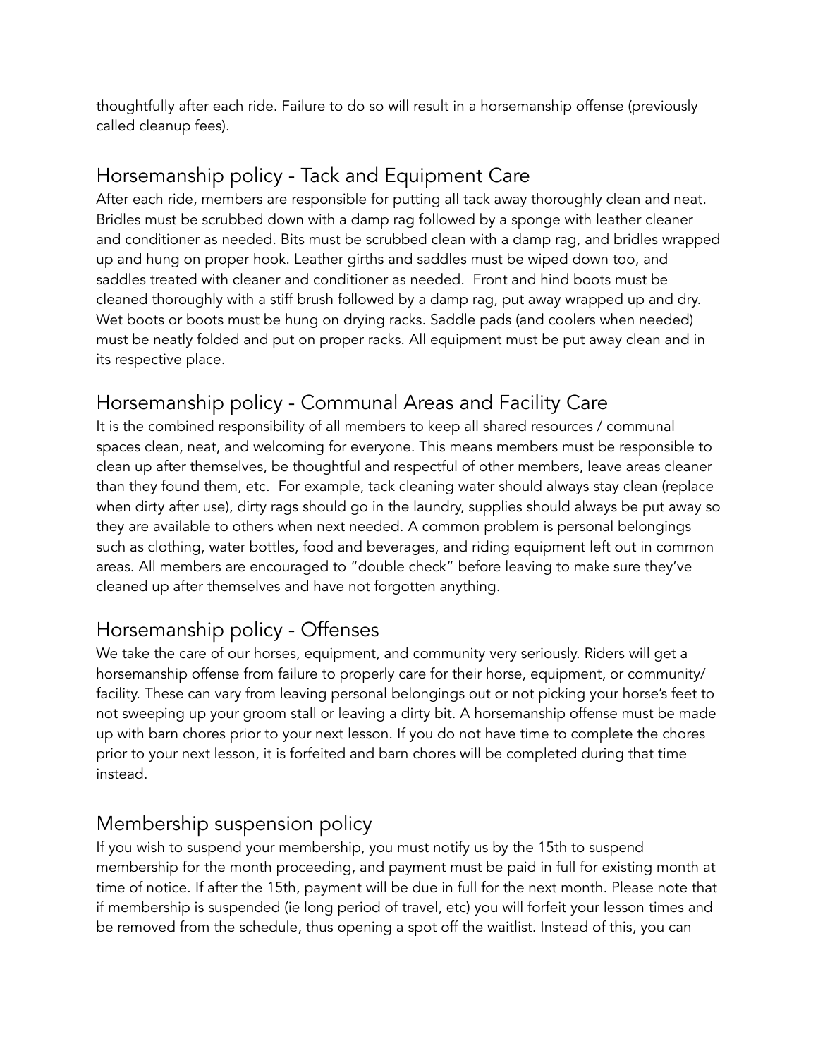thoughtfully after each ride. Failure to do so will result in a horsemanship offense (previously called cleanup fees).

## Horsemanship policy - Tack and Equipment Care

After each ride, members are responsible for putting all tack away thoroughly clean and neat. Bridles must be scrubbed down with a damp rag followed by a sponge with leather cleaner and conditioner as needed. Bits must be scrubbed clean with a damp rag, and bridles wrapped up and hung on proper hook. Leather girths and saddles must be wiped down too, and saddles treated with cleaner and conditioner as needed.  Front and hind boots must be cleaned thoroughly with a stiff brush followed by a damp rag, put away wrapped up and dry. Wet boots or boots must be hung on drying racks. Saddle pads (and coolers when needed) must be neatly folded and put on proper racks. All equipment must be put away clean and in its respective place.

## Horsemanship policy - Communal Areas and Facility Care

It is the combined responsibility of all members to keep all shared resources / communal spaces clean, neat, and welcoming for everyone. This means members must be responsible to clean up after themselves, be thoughtful and respectful of other members, leave areas cleaner than they found them, etc.  For example, tack cleaning water should always stay clean (replace when dirty after use), dirty rags should go in the laundry, supplies should always be put away so they are available to others when next needed. A common problem is personal belongings such as clothing, water bottles, food and beverages, and riding equipment left out in common areas. All members are encouraged to "double check" before leaving to make sure they've cleaned up after themselves and have not forgotten anything.

## Horsemanship policy - Offenses

We take the care of our horses, equipment, and community very seriously. Riders will get a horsemanship offense from failure to properly care for their horse, equipment, or community/ facility. These can vary from leaving personal belongings out or not picking your horse's feet to not sweeping up your groom stall or leaving a dirty bit. A horsemanship offense must be made up with barn chores prior to your next lesson. If you do not have time to complete the chores prior to your next lesson, it is forfeited and barn chores will be completed during that time instead.

## Membership suspension policy

If you wish to suspend your membership, you must notify us by the 15th to suspend membership for the month proceeding, and payment must be paid in full for existing month at time of notice. If after the 15th, payment will be due in full for the next month. Please note that if membership is suspended (ie long period of travel, etc) you will forfeit your lesson times and be removed from the schedule, thus opening a spot off the waitlist. Instead of this, you can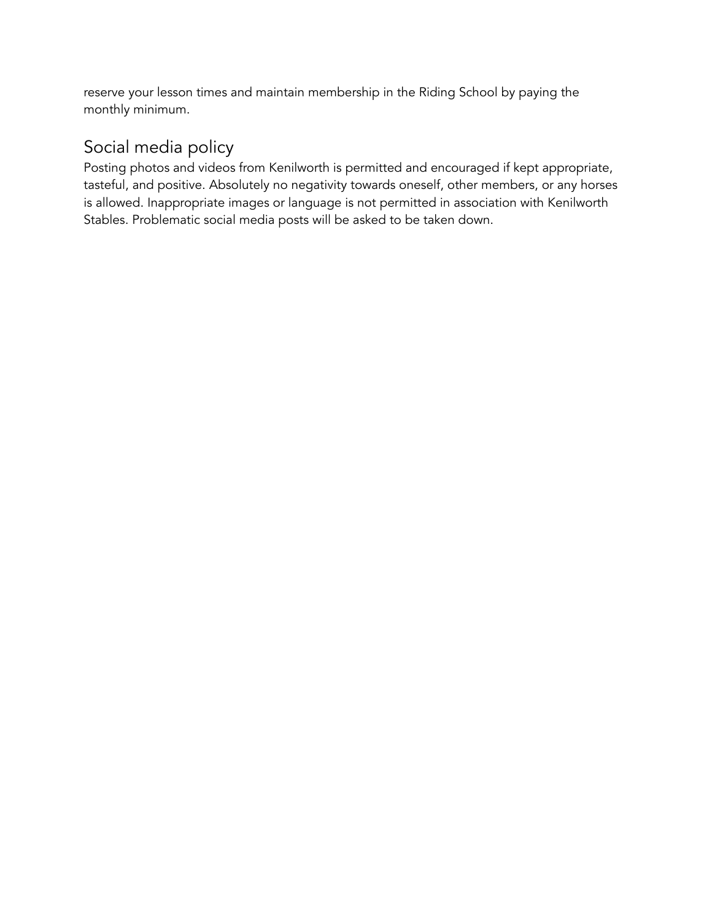reserve your lesson times and maintain membership in the Riding School by paying the monthly minimum.

## Social media policy

Posting photos and videos from Kenilworth is permitted and encouraged if kept appropriate, tasteful, and positive. Absolutely no negativity towards oneself, other members, or any horses is allowed. Inappropriate images or language is not permitted in association with Kenilworth Stables. Problematic social media posts will be asked to be taken down.